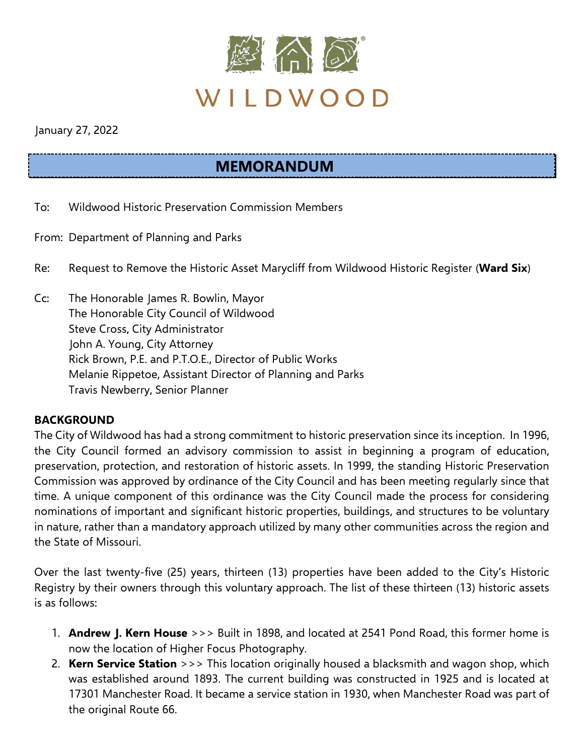WILDWOOD

January 27, 2022

# MEMORANDUM

To: Wildwood Historic Preservation Commission Members

From: Department of Planning and Parks

Re: Request to Remove the Historic Asset Marycliff from Wildwood Historic Register (**Ward Six**)

Cc: The Honorable James R. Bowlin, Mayor
The Honorable City Council of Wildwood
Steve Cross, City Administrator
John A. Young, City Attorney
Rick Brown, P.E. and P.T.O.E., Director of Public Works
Melanie Rippetoe, Assistant Director of Planning and Parks
Travis Newberry, Senior Planner

## BACKGROUND

The City of Wildwood has had a strong commitment to historic preservation since its inception. In 1996, the City Council formed an advisory commission to assist in beginning a program of education, preservation, protection, and restoration of historic assets. In 1999, the standing Historic Preservation Commission was approved by ordinance of the City Council and has been meeting regularly since that time. A unique component of this ordinance was the City Council made the process for considering nominations of important and significant historic properties, buildings, and structures to be voluntary in nature, rather than a mandatory approach utilized by many other communities across the region and the State of Missouri.

Over the last twenty-five (25) years, thirteen (13) properties have been added to the City's Historic Registry by their owners through this voluntary approach. The list of these thirteen (13) historic assets is as follows:

1. **Andrew J. Kern House** >>> Built in 1898, and located at 2541 Pond Road, this former home is now the location of Higher Focus Photography.
2. **Kern Service Station** >>> This location originally housed a blacksmith and wagon shop, which was established around 1893. The current building was constructed in 1925 and is located at 17301 Manchester Road. It became a service station in 1930, when Manchester Road was part of the original Route 66.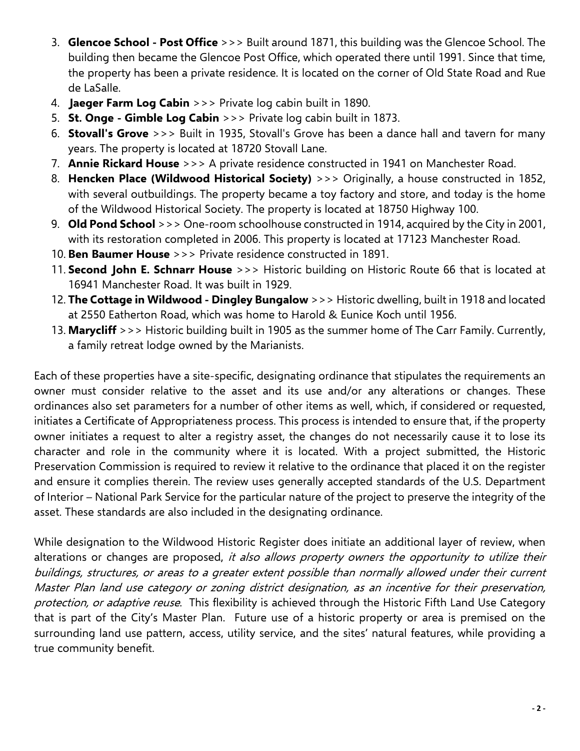3. **Glencoe School - Post Office** >>> Built around 1871, this building was the Glencoe School. The building then became the Glencoe Post Office, which operated there until 1991. Since that time, the property has been a private residence. It is located on the corner of Old State Road and Rue de LaSalle.
4. **Jaeger Farm Log Cabin** >>> Private log cabin built in 1890.
5. **St. Onge - Gimble Log Cabin** >>> Private log cabin built in 1873.
6. **Stovall's Grove** >>> Built in 1935, Stovall's Grove has been a dance hall and tavern for many years. The property is located at 18720 Stovall Lane.
7. **Annie Rickard House** >>> A private residence constructed in 1941 on Manchester Road.
8. **Hencken Place (Wildwood Historical Society)** >>> Originally, a house constructed in 1852, with several outbuildings. The property became a toy factory and store, and today is the home of the Wildwood Historical Society. The property is located at 18750 Highway 100.
9. **Old Pond School** >>> One-room schoolhouse constructed in 1914, acquired by the City in 2001, with its restoration completed in 2006. This property is located at 17123 Manchester Road.
10. **Ben Baumer House** >>> Private residence constructed in 1891.
11. **Second John E. Schnarr House** >>> Historic building on Historic Route 66 that is located at 16941 Manchester Road. It was built in 1929.
12. **The Cottage in Wildwood - Dingley Bungalow** >>> Historic dwelling, built in 1918 and located at 2550 Eatherton Road, which was home to Harold & Eunice Koch until 1956.
13. **Marycliff** >>> Historic building built in 1905 as the summer home of The Carr Family. Currently, a family retreat lodge owned by the Marianists.

Each of these properties have a site-specific, designating ordinance that stipulates the requirements an owner must consider relative to the asset and its use and/or any alterations or changes. These ordinances also set parameters for a number of other items as well, which, if considered or requested, initiates a Certificate of Appropriateness process. This process is intended to ensure that, if the property owner initiates a request to alter a registry asset, the changes do not necessarily cause it to lose its character and role in the community where it is located. With a project submitted, the Historic Preservation Commission is required to review it relative to the ordinance that placed it on the register and ensure it complies therein. The review uses generally accepted standards of the U.S. Department of Interior – National Park Service for the particular nature of the project to preserve the integrity of the asset. These standards are also included in the designating ordinance.

While designation to the Wildwood Historic Register does initiate an additional layer of review, when alterations or changes are proposed, *it also allows property owners the opportunity to utilize their buildings, structures, or areas to a greater extent possible than normally allowed under their current Master Plan land use category or zoning district designation, as an incentive for their preservation, protection, or adaptive reuse*. This flexibility is achieved through the Historic Fifth Land Use Category that is part of the City's Master Plan. Future use of a historic property or area is premised on the surrounding land use pattern, access, utility service, and the sites' natural features, while providing a true community benefit.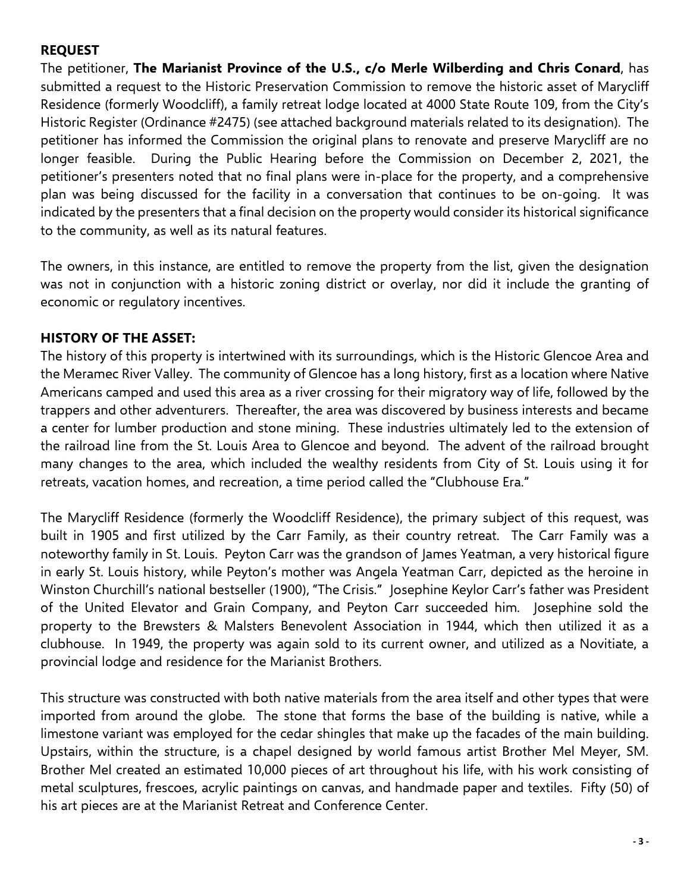## REQUEST

The petitioner, **The Marianist Province of the U.S., c/o Merle Wilberding and Chris Conard**, has submitted a request to the Historic Preservation Commission to remove the historic asset of Marycliff Residence (formerly Woodcliff), a family retreat lodge located at 4000 State Route 109, from the City's Historic Register (Ordinance #2475) (see attached background materials related to its designation). The petitioner has informed the Commission the original plans to renovate and preserve Marycliff are no longer feasible. During the Public Hearing before the Commission on December 2, 2021, the petitioner's presenters noted that no final plans were in-place for the property, and a comprehensive plan was being discussed for the facility in a conversation that continues to be on-going. It was indicated by the presenters that a final decision on the property would consider its historical significance to the community, as well as its natural features.

The owners, in this instance, are entitled to remove the property from the list, given the designation was not in conjunction with a historic zoning district or overlay, nor did it include the granting of economic or regulatory incentives.

## HISTORY OF THE ASSET:

The history of this property is intertwined with its surroundings, which is the Historic Glencoe Area and the Meramec River Valley. The community of Glencoe has a long history, first as a location where Native Americans camped and used this area as a river crossing for their migratory way of life, followed by the trappers and other adventurers. Thereafter, the area was discovered by business interests and became a center for lumber production and stone mining. These industries ultimately led to the extension of the railroad line from the St. Louis Area to Glencoe and beyond. The advent of the railroad brought many changes to the area, which included the wealthy residents from City of St. Louis using it for retreats, vacation homes, and recreation, a time period called the "Clubhouse Era."

The Marycliff Residence (formerly the Woodcliff Residence), the primary subject of this request, was built in 1905 and first utilized by the Carr Family, as their country retreat. The Carr Family was a noteworthy family in St. Louis. Peyton Carr was the grandson of James Yeatman, a very historical figure in early St. Louis history, while Peyton's mother was Angela Yeatman Carr, depicted as the heroine in Winston Churchill's national bestseller (1900), "The Crisis." Josephine Keylor Carr's father was President of the United Elevator and Grain Company, and Peyton Carr succeeded him. Josephine sold the property to the Brewsters & Malsters Benevolent Association in 1944, which then utilized it as a clubhouse. In 1949, the property was again sold to its current owner, and utilized as a Novitiate, a provincial lodge and residence for the Marianist Brothers.

This structure was constructed with both native materials from the area itself and other types that were imported from around the globe. The stone that forms the base of the building is native, while a limestone variant was employed for the cedar shingles that make up the facades of the main building. Upstairs, within the structure, is a chapel designed by world famous artist Brother Mel Meyer, SM. Brother Mel created an estimated 10,000 pieces of art throughout his life, with his work consisting of metal sculptures, frescoes, acrylic paintings on canvas, and handmade paper and textiles. Fifty (50) of his art pieces are at the Marianist Retreat and Conference Center.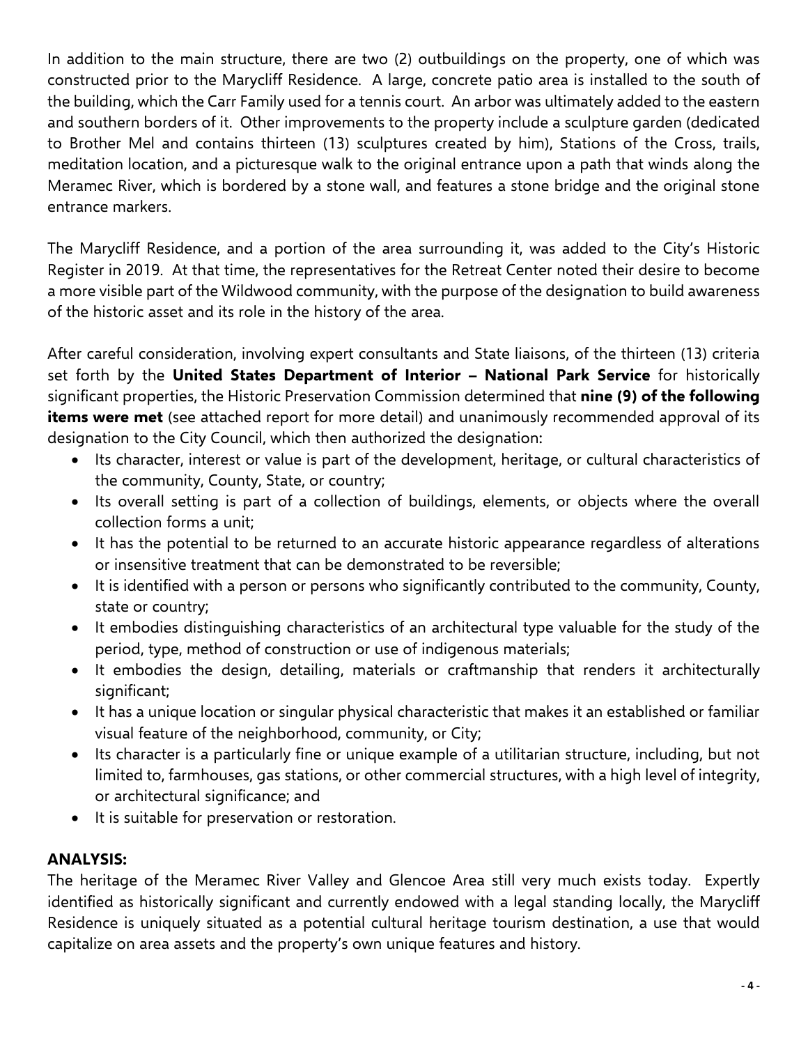In addition to the main structure, there are two (2) outbuildings on the property, one of which was constructed prior to the Marycliff Residence. A large, concrete patio area is installed to the south of the building, which the Carr Family used for a tennis court. An arbor was ultimately added to the eastern and southern borders of it. Other improvements to the property include a sculpture garden (dedicated to Brother Mel and contains thirteen (13) sculptures created by him), Stations of the Cross, trails, meditation location, and a picturesque walk to the original entrance upon a path that winds along the Meramec River, which is bordered by a stone wall, and features a stone bridge and the original stone entrance markers.

The Marycliff Residence, and a portion of the area surrounding it, was added to the City's Historic Register in 2019. At that time, the representatives for the Retreat Center noted their desire to become a more visible part of the Wildwood community, with the purpose of the designation to build awareness of the historic asset and its role in the history of the area.

After careful consideration, involving expert consultants and State liaisons, of the thirteen (13) criteria set forth by the **United States Department of Interior – National Park Service** for historically significant properties, the Historic Preservation Commission determined that **nine (9) of the following items were met** (see attached report for more detail) and unanimously recommended approval of its designation to the City Council, which then authorized the designation:

- Its character, interest or value is part of the development, heritage, or cultural characteristics of the community, County, State, or country;
- Its overall setting is part of a collection of buildings, elements, or objects where the overall collection forms a unit;
- It has the potential to be returned to an accurate historic appearance regardless of alterations or insensitive treatment that can be demonstrated to be reversible;
- It is identified with a person or persons who significantly contributed to the community, County, state or country;
- It embodies distinguishing characteristics of an architectural type valuable for the study of the period, type, method of construction or use of indigenous materials;
- It embodies the design, detailing, materials or craftmanship that renders it architecturally significant;
- It has a unique location or singular physical characteristic that makes it an established or familiar visual feature of the neighborhood, community, or City;
- Its character is a particularly fine or unique example of a utilitarian structure, including, but not limited to, farmhouses, gas stations, or other commercial structures, with a high level of integrity, or architectural significance; and
- It is suitable for preservation or restoration.

**ANALYSIS:**

The heritage of the Meramec River Valley and Glencoe Area still very much exists today. Expertly identified as historically significant and currently endowed with a legal standing locally, the Marycliff Residence is uniquely situated as a potential cultural heritage tourism destination, a use that would capitalize on area assets and the property's own unique features and history.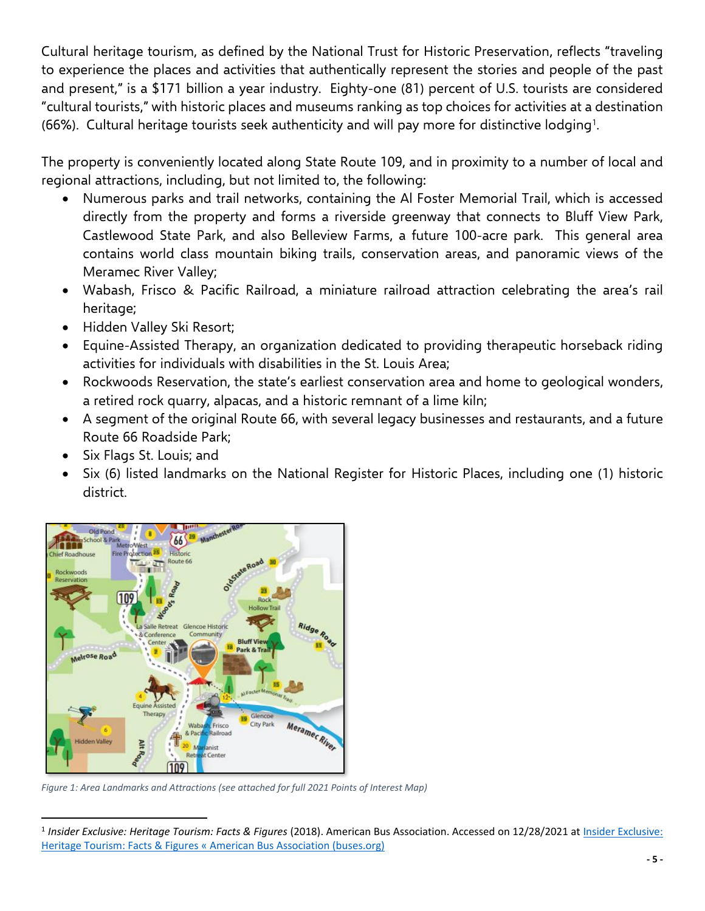Cultural heritage tourism, as defined by the National Trust for Historic Preservation, reflects "traveling to experience the places and activities that authentically represent the stories and people of the past and present," is a $171 billion a year industry. Eighty-one (81) percent of U.S. tourists are considered "cultural tourists," with historic places and museums ranking as top choices for activities at a destination (66%). Cultural heritage tourists seek authenticity and will pay more for distinctive lodging[1].

The property is conveniently located along State Route 109, and in proximity to a number of local and regional attractions, including, but not limited to, the following:

- Numerous parks and trail networks, containing the Al Foster Memorial Trail, which is accessed directly from the property and forms a riverside greenway that connects to Bluff View Park, Castlewood State Park, and also Belleview Farms, a future 100-acre park. This general area contains world class mountain biking trails, conservation areas, and panoramic views of the Meramec River Valley;
- Wabash, Frisco & Pacific Railroad, a miniature railroad attraction celebrating the area's rail heritage;
- Hidden Valley Ski Resort;
- Equine-Assisted Therapy, an organization dedicated to providing therapeutic horseback riding activities for individuals with disabilities in the St. Louis Area;
- Rockwoods Reservation, the state's earliest conservation area and home to geological wonders, a retired rock quarry, alpacas, and a historic remnant of a lime kiln;
- A segment of the original Route 66, with several legacy businesses and restaurants, and a future Route 66 Roadside Park;
- Six Flags St. Louis; and
- Six (6) listed landmarks on the National Register for Historic Places, including one (1) historic district.

*Figure 1: Area Landmarks and Attractions (see attached for full 2021 Points of Interest Map)*

[1] *Insider Exclusive: Heritage Tourism: Facts & Figures* (2018). American Bus Association. Accessed on 12/28/2021 at Insider Exclusive: Heritage Tourism: Facts & Figures « American Bus Association (buses.org)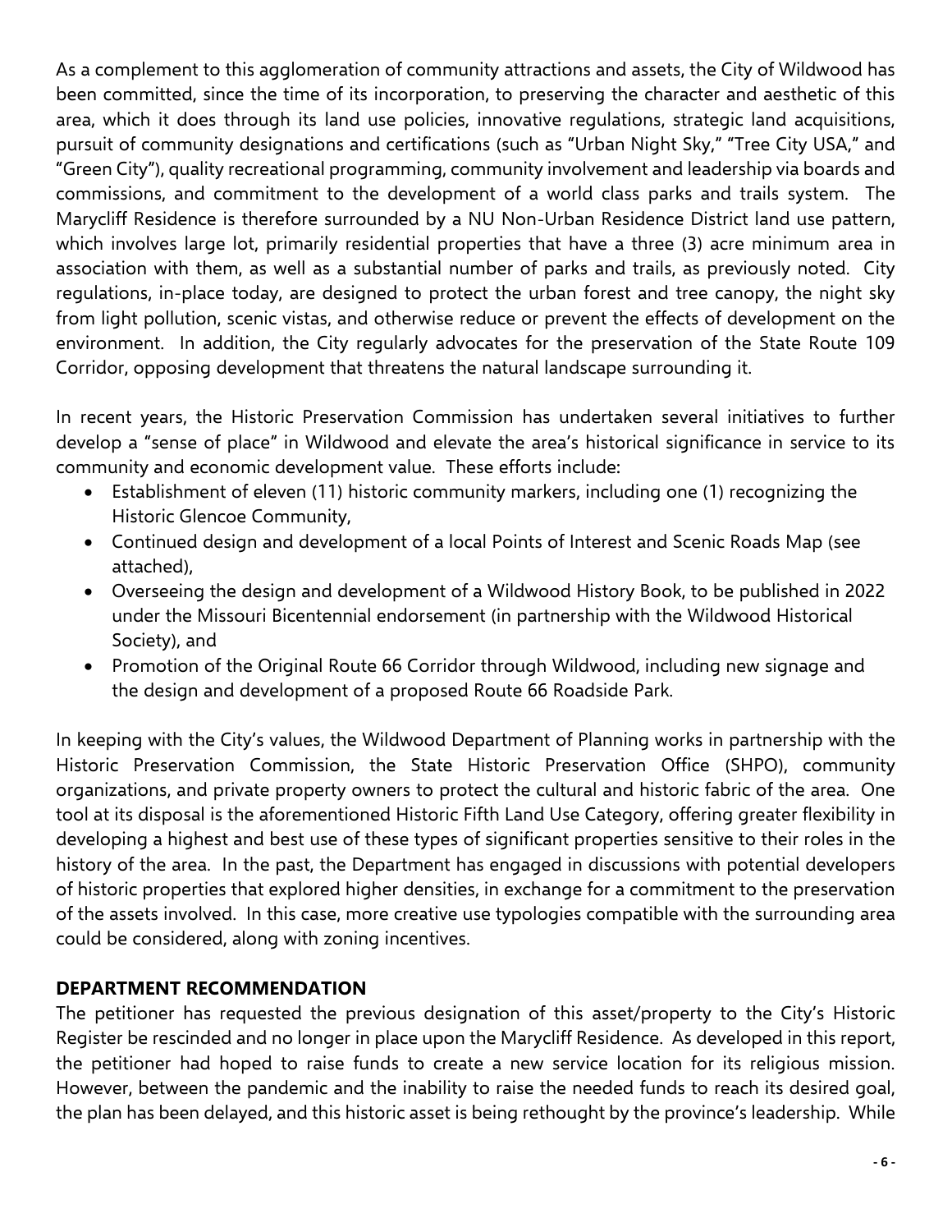As a complement to this agglomeration of community attractions and assets, the City of Wildwood has been committed, since the time of its incorporation, to preserving the character and aesthetic of this area, which it does through its land use policies, innovative regulations, strategic land acquisitions, pursuit of community designations and certifications (such as "Urban Night Sky," "Tree City USA," and "Green City"), quality recreational programming, community involvement and leadership via boards and commissions, and commitment to the development of a world class parks and trails system. The Marycliff Residence is therefore surrounded by a NU Non-Urban Residence District land use pattern, which involves large lot, primarily residential properties that have a three (3) acre minimum area in association with them, as well as a substantial number of parks and trails, as previously noted. City regulations, in-place today, are designed to protect the urban forest and tree canopy, the night sky from light pollution, scenic vistas, and otherwise reduce or prevent the effects of development on the environment. In addition, the City regularly advocates for the preservation of the State Route 109 Corridor, opposing development that threatens the natural landscape surrounding it.

In recent years, the Historic Preservation Commission has undertaken several initiatives to further develop a "sense of place" in Wildwood and elevate the area's historical significance in service to its community and economic development value. These efforts include:

- Establishment of eleven (11) historic community markers, including one (1) recognizing the Historic Glencoe Community,
- Continued design and development of a local Points of Interest and Scenic Roads Map (see attached),
- Overseeing the design and development of a Wildwood History Book, to be published in 2022 under the Missouri Bicentennial endorsement (in partnership with the Wildwood Historical Society), and
- Promotion of the Original Route 66 Corridor through Wildwood, including new signage and the design and development of a proposed Route 66 Roadside Park.

In keeping with the City's values, the Wildwood Department of Planning works in partnership with the Historic Preservation Commission, the State Historic Preservation Office (SHPO), community organizations, and private property owners to protect the cultural and historic fabric of the area. One tool at its disposal is the aforementioned Historic Fifth Land Use Category, offering greater flexibility in developing a highest and best use of these types of significant properties sensitive to their roles in the history of the area. In the past, the Department has engaged in discussions with potential developers of historic properties that explored higher densities, in exchange for a commitment to the preservation of the assets involved. In this case, more creative use typologies compatible with the surrounding area could be considered, along with zoning incentives.

## DEPARTMENT RECOMMENDATION

The petitioner has requested the previous designation of this asset/property to the City's Historic Register be rescinded and no longer in place upon the Marycliff Residence. As developed in this report, the petitioner had hoped to raise funds to create a new service location for its religious mission. However, between the pandemic and the inability to raise the needed funds to reach its desired goal, the plan has been delayed, and this historic asset is being rethought by the province's leadership. While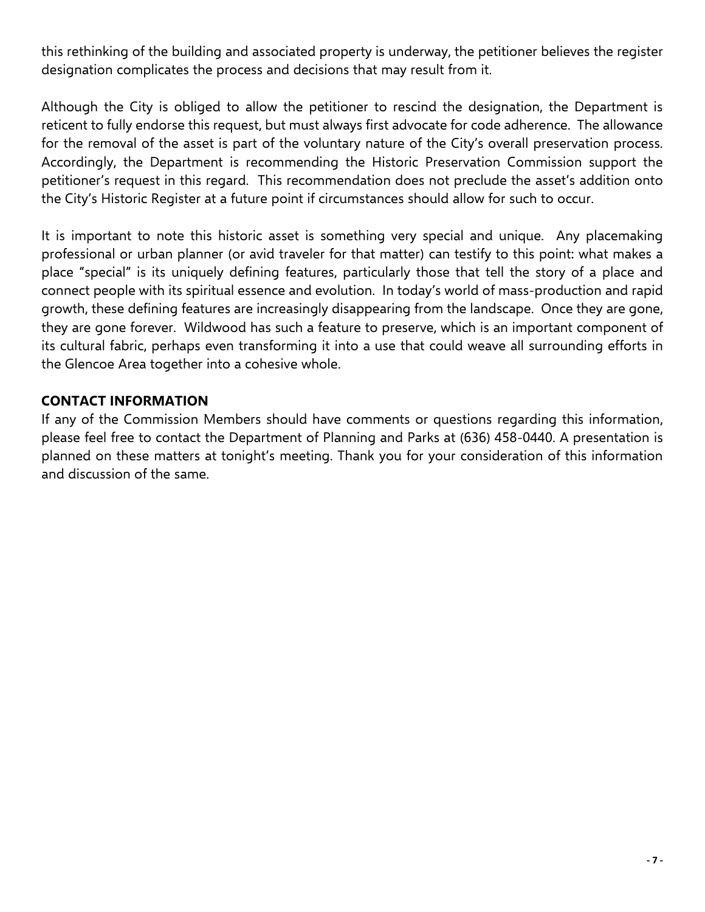this rethinking of the building and associated property is underway, the petitioner believes the register designation complicates the process and decisions that may result from it.

Although the City is obliged to allow the petitioner to rescind the designation, the Department is reticent to fully endorse this request, but must always first advocate for code adherence. The allowance for the removal of the asset is part of the voluntary nature of the City's overall preservation process. Accordingly, the Department is recommending the Historic Preservation Commission support the petitioner's request in this regard. This recommendation does not preclude the asset's addition onto the City's Historic Register at a future point if circumstances should allow for such to occur.

It is important to note this historic asset is something very special and unique. Any placemaking professional or urban planner (or avid traveler for that matter) can testify to this point: what makes a place "special" is its uniquely defining features, particularly those that tell the story of a place and connect people with its spiritual essence and evolution. In today's world of mass-production and rapid growth, these defining features are increasingly disappearing from the landscape. Once they are gone, they are gone forever. Wildwood has such a feature to preserve, which is an important component of its cultural fabric, perhaps even transforming it into a use that could weave all surrounding efforts in the Glencoe Area together into a cohesive whole.

## CONTACT INFORMATION

If any of the Commission Members should have comments or questions regarding this information, please feel free to contact the Department of Planning and Parks at (636) 458-0440. A presentation is planned on these matters at tonight's meeting. Thank you for your consideration of this information and discussion of the same.